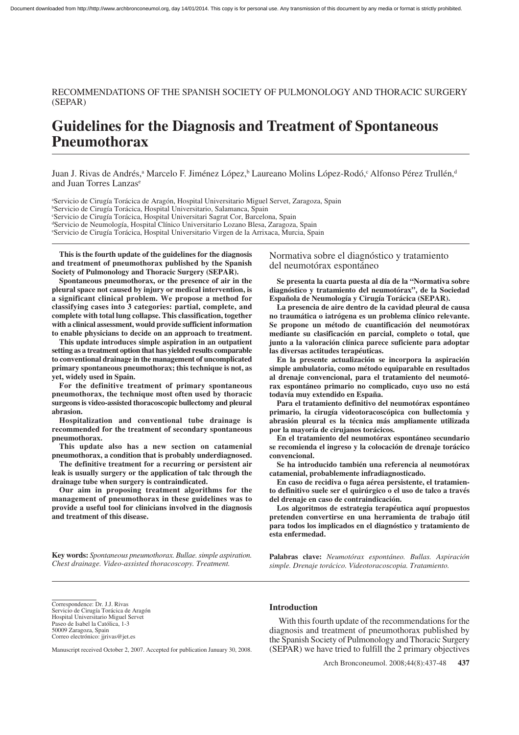RECOMMENDATIONS OF THE SPANISH SOCIETY OF PULMONOLOGY AND THORACIC SURGERY (SEPAR)

# Guidelines for the Diagnosis and Treatment of Spontaneous Pneumothorax

Juan J. Rivas de Andrés,[a] Marcelo F. Jiménez López,[b] Laureano Molins López-Rodó,[c] Alfonso Pérez Trullén,[d] and Juan Torres Lanzas[e]

[a]Servicio de Cirugía Torácica de Aragón, Hospital Universitario Miguel Servet, Zaragoza, Spain
[b]Servicio de Cirugía Torácica, Hospital Universitario, Salamanca, Spain
[c]Servicio de Cirugía Torácica, Hospital Universitari Sagrat Cor, Barcelona, Spain
[d]Servicio de Neumología, Hospital Clínico Universitario Lozano Blesa, Zaragoza, Spain
[e]Servicio de Cirugía Torácica, Hospital Universitario Virgen de la Arrixaca, Murcia, Spain

**This is the fourth update of the guidelines for the diagnosis and treatment of pneumothorax published by the Spanish Society of Pulmonology and Thoracic Surgery (SEPAR).**

**Spontaneous pneumothorax, or the presence of air in the pleural space not caused by injury or medical intervention, is a significant clinical problem. We propose a method for classifying cases into 3 categories: partial, complete, and complete with total lung collapse. This classification, together with a clinical assessment, would provide sufficient information to enable physicians to decide on an approach to treatment.**

**This update introduces simple aspiration in an outpatient setting as a treatment option that has yielded results comparable to conventional drainage in the management of uncomplicated primary spontaneous pneumothorax; this technique is not, as yet, widely used in Spain.**

**For the definitive treatment of primary spontaneous pneumothorax, the technique most often used by thoracic surgeons is video-assisted thoracoscopic bullectomy and pleural abrasion.**

**Hospitalization and conventional tube drainage is recommended for the treatment of secondary spontaneous pneumothorax.**

**This update also has a new section on catamenial pneumothorax, a condition that is probably underdiagnosed.**

**The definitive treatment for a recurring or persistent air leak is usually surgery or the application of talc through the drainage tube when surgery is contraindicated.**

**Our aim in proposing treatment algorithms for the management of pneumothorax in these guidelines was to provide a useful tool for clinicians involved in the diagnosis and treatment of this disease.**

**Key words:** *Spontaneous pneumothorax. Bullae. simple aspiration. Chest drainage. Video-assisted thoracoscopy. Treatment.*

## Normativa sobre el diagnóstico y tratamiento del neumotórax espontáneo

**Se presenta la cuarta puesta al día de la "Normativa sobre diagnóstico y tratamiento del neumotórax", de la Sociedad Española de Neumología y Cirugía Torácica (SEPAR).**

**La presencia de aire dentro de la cavidad pleural de causa no traumática o iatrógena es un problema clínico relevante. Se propone un método de cuantificación del neumotórax mediante su clasificación en parcial, completo o total, que junto a la valoración clínica parece suficiente para adoptar las diversas actitudes terapéuticas.**

**En la presente actualización se incorpora la aspiración simple ambulatoria, como método equiparable en resultados al drenaje convencional, para el tratamiento del neumotórax espontáneo primario no complicado, cuyo uso no está todavía muy extendido en España.**

**Para el tratamiento definitivo del neumotórax espontáneo primario, la cirugía videotoracoscópica con bullectomía y abrasión pleural es la técnica más ampliamente utilizada por la mayoría de cirujanos torácicos.**

**En el tratamiento del neumotórax espontáneo secundario se recomienda el ingreso y la colocación de drenaje torácico convencional.**

**Se ha introducido también una referencia al neumotórax catamenial, probablemente infradiagnosticado.**

**En caso de recidiva o fuga aérea persistente, el tratamiento definitivo suele ser el quirúrgico o el uso de talco a través del drenaje en caso de contraindicación.**

**Los algoritmos de estrategia terapéutica aquí propuestos pretenden convertirse en una herramienta de trabajo útil para todos los implicados en el diagnóstico y tratamiento de esta enfermedad.**

**Palabras clave:** *Neumotórax espontáneo. Bullas. Aspiración simple. Drenaje torácico. Videotoracoscopia. Tratamiento.*

Correspondence: Dr. J.J. Rivas
Servicio de Cirugía Torácica de Aragón
Hospital Universitario Miguel Servet
Paseo de Isabel la Católica, 1-3
50009 Zaragoza, Spain
Correo electrónico: jjrivas@jet.es

Manuscript received October 2, 2007. Accepted for publication January 30, 2008.

## Introduction

With this fourth update of the recommendations for the diagnosis and treatment of pneumothorax published by the Spanish Society of Pulmonology and Thoracic Surgery (SEPAR) we have tried to fulfill the 2 primary objectives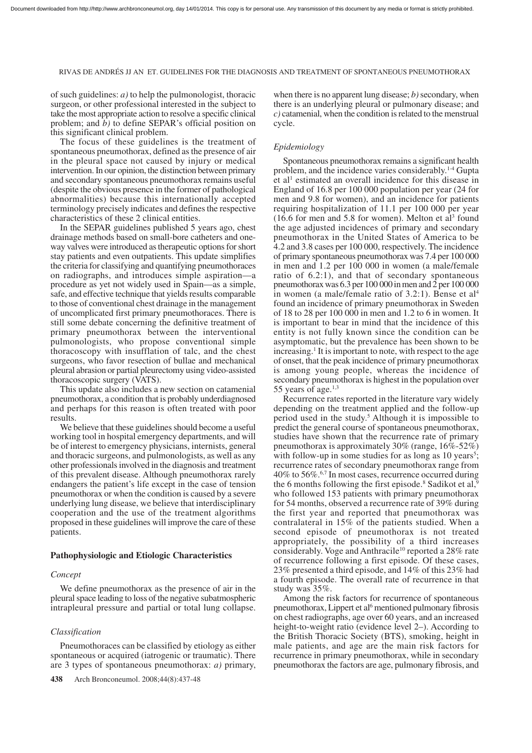of such guidelines: *a)* to help the pulmonologist, thoracic surgeon, or other professional interested in the subject to take the most appropriate action to resolve a specific clinical problem; and *b)* to define SEPAR's official position on this significant clinical problem.

The focus of these guidelines is the treatment of spontaneous pneumothorax, defined as the presence of air in the pleural space not caused by injury or medical intervention. In our opinion, the distinction between primary and secondary spontaneous pneumothorax remains useful (despite the obvious presence in the former of pathological abnormalities) because this internationally accepted terminology precisely indicates and defines the respective characteristics of these 2 clinical entities.

In the SEPAR guidelines published 5 years ago, chest drainage methods based on small-bore catheters and one-way valves were introduced as therapeutic options for short stay patients and even outpatients. This update simplifies the criteria for classifying and quantifying pneumothoraces on radiographs, and introduces simple aspiration—a procedure as yet not widely used in Spain—as a simple, safe, and effective technique that yields results comparable to those of conventional chest drainage in the management of uncomplicated first primary pneumothoraces. There is still some debate concerning the definitive treatment of primary pneumothorax between the interventional pulmonologists, who propose conventional simple thoracoscopy with insufflation of talc, and the chest surgeons, who favor resection of bullae and mechanical pleural abrasion or partial pleurectomy using video-assisted thoracoscopic surgery (VATS).

This update also includes a new section on catamenial pneumothorax, a condition that is probably underdiagnosed and perhaps for this reason is often treated with poor results.

We believe that these guidelines should become a useful working tool in hospital emergency departments, and will be of interest to emergency physicians, internists, general and thoracic surgeons, and pulmonologists, as well as any other professionals involved in the diagnosis and treatment of this prevalent disease. Although pneumothorax rarely endangers the patient's life except in the case of tension pneumothorax or when the condition is caused by a severe underlying lung disease, we believe that interdisciplinary cooperation and the use of the treatment algorithms proposed in these guidelines will improve the care of these patients.

## Pathophysiologic and Etiologic Characteristics

### Concept

We define pneumothorax as the presence of air in the pleural space leading to loss of the negative subatmospheric intrapleural pressure and partial or total lung collapse.

### Classification

Pneumothoraces can be classified by etiology as either spontaneous or acquired (iatrogenic or traumatic). There are 3 types of spontaneous pneumothorax: *a)* primary, when there is no apparent lung disease; *b)* secondary, when there is an underlying pleural or pulmonary disease; and *c)* catamenial, when the condition is related to the menstrual cycle.

### Epidemiology

Spontaneous pneumothorax remains a significant health problem, and the incidence varies considerably.[1-4] Gupta et al[1] estimated an overall incidence for this disease in England of 16.8 per 100 000 population per year (24 for men and 9.8 for women), and an incidence for patients requiring hospitalization of 11.1 per 100 000 per year (16.6 for men and 5.8 for women). Melton et al[3] found the age adjusted incidences of primary and secondary spontaneous pneumothorax in the United States of America to be 4.2 and 3.8 cases per 100 000, respectively. The incidence of primary spontaneous pneumothorax was 7.4 per 100 000 in men and 1.2 per 100 000 in women (a male/female ratio of 6.2:1), and that of secondary spontaneous pneumothorax was 6.3 per 100 000 in men and 2 per 100 000 in women (a male/female ratio of 3.2:1). Bense et al[4] found an incidence of primary pneumothorax in Sweden of 18 to 28 per 100 000 in men and 1.2 to 6 in women. It is important to bear in mind that the incidence of this entity is not fully known since the condition can be asymptomatic, but the prevalence has been shown to be increasing.[1] It is important to note, with respect to the age of onset, that the peak incidence of primary pneumothorax is among young people, whereas the incidence of secondary pneumothorax is highest in the population over 55 years of age.[1,3]

Recurrence rates reported in the literature vary widely depending on the treatment applied and the follow-up period used in the study.[5] Although it is impossible to predict the general course of spontaneous pneumothorax, studies have shown that the recurrence rate of primary pneumothorax is approximately 30% (range, 16%-52%) with follow-up in some studies for as long as 10 years[5]; recurrence rates of secondary pneumothorax range from 40% to 56%.[6,7] In most cases, recurrence occurred during the 6 months following the first episode.[8] Sadikot et al,[9] who followed 153 patients with primary pneumothorax for 54 months, observed a recurrence rate of 39% during the first year and reported that pneumothorax was contralateral in 15% of the patients studied. When a second episode of pneumothorax is not treated appropriately, the possibility of a third increases considerably. Voge and Anthracile[10] reported a 28% rate of recurrence following a first episode. Of these cases, 23% presented a third episode, and 14% of this 23% had a fourth episode. The overall rate of recurrence in that study was 35%.

Among the risk factors for recurrence of spontaneous pneumothorax, Lippert et al[6] mentioned pulmonary fibrosis on chest radiographs, age over 60 years, and an increased height-to-weight ratio (evidence level 2–). According to the British Thoracic Society (BTS), smoking, height in male patients, and age are the main risk factors for recurrence in primary pneumothorax, while in secondary pneumothorax the factors are age, pulmonary fibrosis, and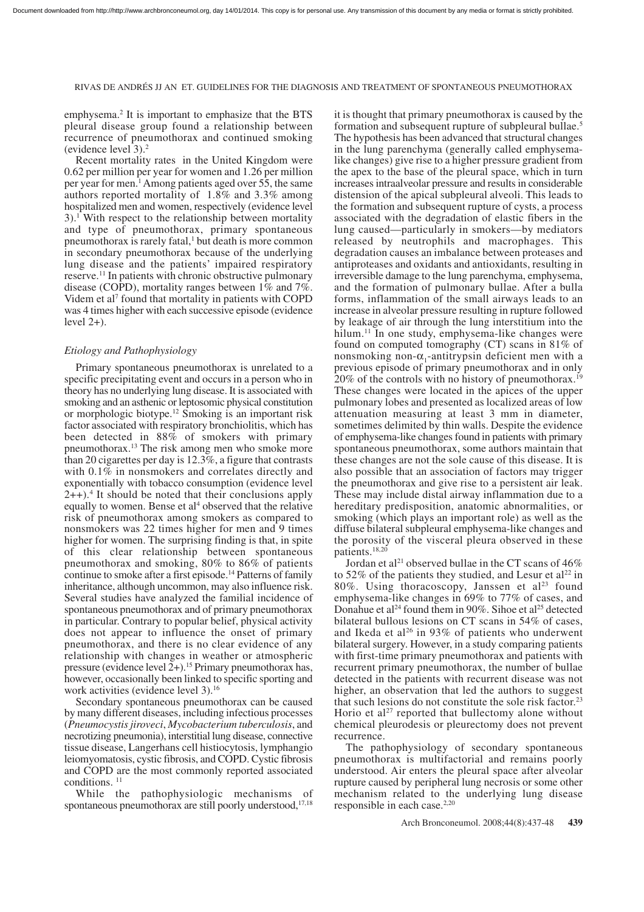emphysema.[2] It is important to emphasize that the BTS pleural disease group found a relationship between recurrence of pneumothorax and continued smoking (evidence level 3).[2]

Recent mortality rates in the United Kingdom were 0.62 per million per year for women and 1.26 per million per year for men.[1] Among patients aged over 55, the same authors reported mortality of 1.8% and 3.3% among hospitalized men and women, respectively (evidence level 3).[1] With respect to the relationship between mortality and type of pneumothorax, primary spontaneous pneumothorax is rarely fatal,[1] but death is more common in secondary pneumothorax because of the underlying lung disease and the patients' impaired respiratory reserve.[11] In patients with chronic obstructive pulmonary disease (COPD), mortality ranges between 1% and 7%. Videm et al[7] found that mortality in patients with COPD was 4 times higher with each successive episode (evidence level 2+).

### *Etiology and Pathophysiology*

Primary spontaneous pneumothorax is unrelated to a specific precipitating event and occurs in a person who in theory has no underlying lung disease. It is associated with smoking and an asthenic or leptosomic physical constitution or morphologic biotype.[12] Smoking is an important risk factor associated with respiratory bronchiolitis, which has been detected in 88% of smokers with primary pneumothorax.[13] The risk among men who smoke more than 20 cigarettes per day is 12.3%, a figure that contrasts with 0.1% in nonsmokers and correlates directly and exponentially with tobacco consumption (evidence level 2++).[4] It should be noted that their conclusions apply equally to women. Bense et al[4] observed that the relative risk of pneumothorax among smokers as compared to nonsmokers was 22 times higher for men and 9 times higher for women. The surprising finding is that, in spite of this clear relationship between spontaneous pneumothorax and smoking, 80% to 86% of patients continue to smoke after a first episode.[14] Patterns of family inheritance, although uncommon, may also influence risk. Several studies have analyzed the familial incidence of spontaneous pneumothorax and of primary pneumothorax in particular. Contrary to popular belief, physical activity does not appear to influence the onset of primary pneumothorax, and there is no clear evidence of any relationship with changes in weather or atmospheric pressure (evidence level 2+).[15] Primary pneumothorax has, however, occasionally been linked to specific sporting and work activities (evidence level 3).[16]

Secondary spontaneous pneumothorax can be caused by many different diseases, including infectious processes (*Pneumocystis jiroveci*, *Mycobacterium tuberculosis*, and necrotizing pneumonia), interstitial lung disease, connective tissue disease, Langerhans cell histiocytosis, lymphangio leiomyomatosis, cystic fibrosis, and COPD. Cystic fibrosis and COPD are the most commonly reported associated conditions.[11]

While the pathophysiologic mechanisms of spontaneous pneumothorax are still poorly understood,[17,18] it is thought that primary pneumothorax is caused by the formation and subsequent rupture of subpleural bullae.[5] The hypothesis has been advanced that structural changes in the lung parenchyma (generally called emphysema-like changes) give rise to a higher pressure gradient from the apex to the base of the pleural space, which in turn increases intraalveolar pressure and results in considerable distension of the apical subpleural alveoli. This leads to the formation and subsequent rupture of cysts, a process associated with the degradation of elastic fibers in the lung caused—particularly in smokers—by mediators released by neutrophils and macrophages. This degradation causes an imbalance between proteases and antiproteases and oxidants and antioxidants, resulting in irreversible damage to the lung parenchyma, emphysema, and the formation of pulmonary bullae. After a bulla forms, inflammation of the small airways leads to an increase in alveolar pressure resulting in rupture followed by leakage of air through the lung interstitium into the hilum.[11] In one study, emphysema-like changes were found on computed tomography (CT) scans in 81% of nonsmoking non-$\alpha_1$-antitrypsin deficient men with a previous episode of primary pneumothorax and in only 20% of the controls with no history of pneumothorax.[19] These changes were located in the apices of the upper pulmonary lobes and presented as localized areas of low attenuation measuring at least 3 mm in diameter, sometimes delimited by thin walls. Despite the evidence of emphysema-like changes found in patients with primary spontaneous pneumothorax, some authors maintain that these changes are not the sole cause of this disease. It is also possible that an association of factors may trigger the pneumothorax and give rise to a persistent air leak. These may include distal airway inflammation due to a hereditary predisposition, anatomic abnormalities, or smoking (which plays an important role) as well as the diffuse bilateral subpleural emphysema-like changes and the porosity of the visceral pleura observed in these patients.[18,20]

Jordan et al[21] observed bullae in the CT scans of 46% to 52% of the patients they studied, and Lesur et al[22] in 80%. Using thoracoscopy, Janssen et al[23] found emphysema-like changes in 69% to 77% of cases, and Donahue et al[24] found them in 90%. Sihoe et al[25] detected bilateral bullous lesions on CT scans in 54% of cases, and Ikeda et al[26] in 93% of patients who underwent bilateral surgery. However, in a study comparing patients with first-time primary pneumothorax and patients with recurrent primary pneumothorax, the number of bullae detected in the patients with recurrent disease was not higher, an observation that led the authors to suggest that such lesions do not constitute the sole risk factor.[23] Horio et al[27] reported that bullectomy alone without chemical pleurodesis or pleurectomy does not prevent recurrence.

The pathophysiology of secondary spontaneous pneumothorax is multifactorial and remains poorly understood. Air enters the pleural space after alveolar rupture caused by peripheral lung necrosis or some other mechanism related to the underlying lung disease responsible in each case.[2,20]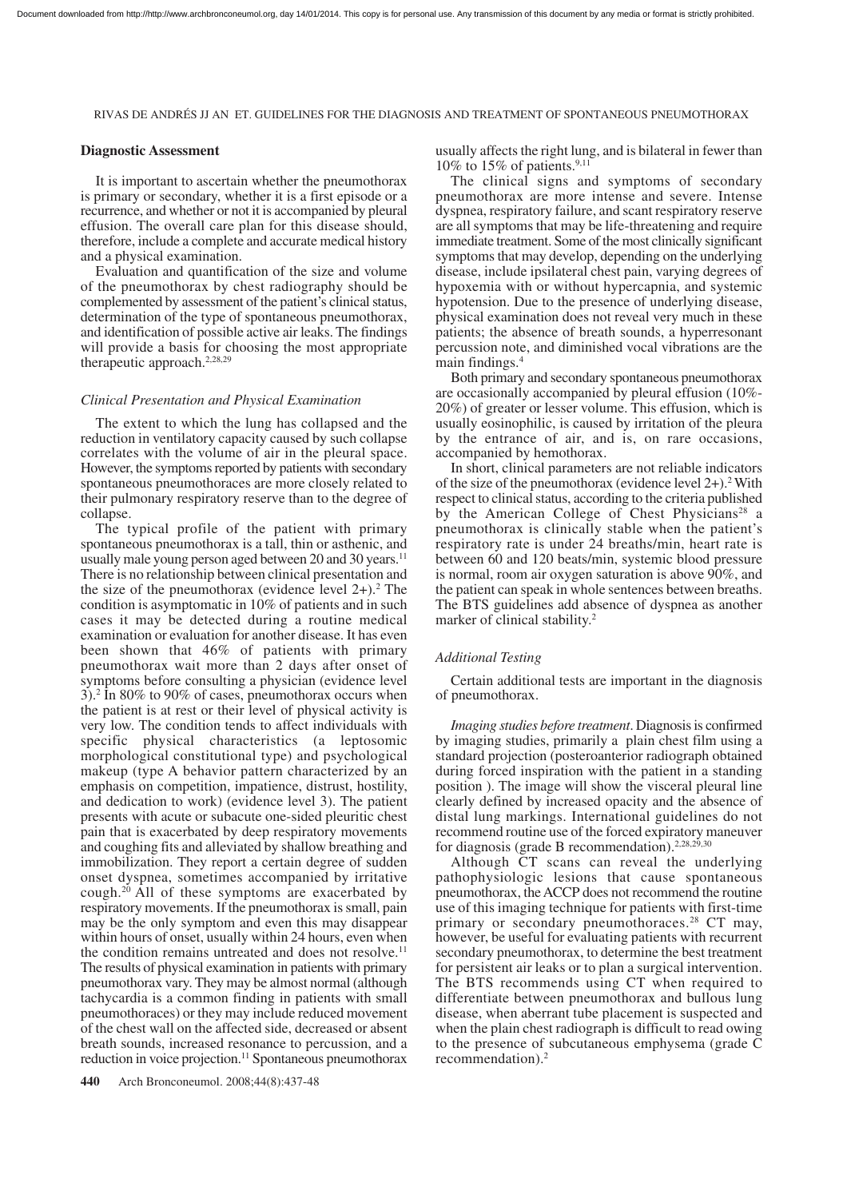### Diagnostic Assessment

It is important to ascertain whether the pneumothorax is primary or secondary, whether it is a first episode or a recurrence, and whether or not it is accompanied by pleural effusion. The overall care plan for this disease should, therefore, include a complete and accurate medical history and a physical examination.

Evaluation and quantification of the size and volume of the pneumothorax by chest radiography should be complemented by assessment of the patient's clinical status, determination of the type of spontaneous pneumothorax, and identification of possible active air leaks. The findings will provide a basis for choosing the most appropriate therapeutic approach.[2,28,29]

#### *Clinical Presentation and Physical Examination*

The extent to which the lung has collapsed and the reduction in ventilatory capacity caused by such collapse correlates with the volume of air in the pleural space. However, the symptoms reported by patients with secondary spontaneous pneumothoraces are more closely related to their pulmonary respiratory reserve than to the degree of collapse.

The typical profile of the patient with primary spontaneous pneumothorax is a tall, thin or asthenic, and usually male young person aged between 20 and 30 years.[11] There is no relationship between clinical presentation and the size of the pneumothorax (evidence level 2+).[2] The condition is asymptomatic in 10% of patients and in such cases it may be detected during a routine medical examination or evaluation for another disease. It has even been shown that 46% of patients with primary pneumothorax wait more than 2 days after onset of symptoms before consulting a physician (evidence level 3).[2] In 80% to 90% of cases, pneumothorax occurs when the patient is at rest or their level of physical activity is very low. The condition tends to affect individuals with specific physical characteristics (a leptosomic morphological constitutional type) and psychological makeup (type A behavior pattern characterized by an emphasis on competition, impatience, distrust, hostility, and dedication to work) (evidence level 3). The patient presents with acute or subacute one-sided pleuritic chest pain that is exacerbated by deep respiratory movements and coughing fits and alleviated by shallow breathing and immobilization. They report a certain degree of sudden onset dyspnea, sometimes accompanied by irritative cough.[20] All of these symptoms are exacerbated by respiratory movements. If the pneumothorax is small, pain may be the only symptom and even this may disappear within hours of onset, usually within 24 hours, even when the condition remains untreated and does not resolve.[11] The results of physical examination in patients with primary pneumothorax vary. They may be almost normal (although tachycardia is a common finding in patients with small pneumothoraces) or they may include reduced movement of the chest wall on the affected side, decreased or absent breath sounds, increased resonance to percussion, and a reduction in voice projection.[11] Spontaneous pneumothorax usually affects the right lung, and is bilateral in fewer than 10% to 15% of patients.[9,11]

The clinical signs and symptoms of secondary pneumothorax are more intense and severe. Intense dyspnea, respiratory failure, and scant respiratory reserve are all symptoms that may be life-threatening and require immediate treatment. Some of the most clinically significant symptoms that may develop, depending on the underlying disease, include ipsilateral chest pain, varying degrees of hypoxemia with or without hypercapnia, and systemic hypotension. Due to the presence of underlying disease, physical examination does not reveal very much in these patients; the absence of breath sounds, a hyperresonant percussion note, and diminished vocal vibrations are the main findings.[4]

Both primary and secondary spontaneous pneumothorax are occasionally accompanied by pleural effusion (10%-20%) of greater or lesser volume. This effusion, which is usually eosinophilic, is caused by irritation of the pleura by the entrance of air, and is, on rare occasions, accompanied by hemothorax.

In short, clinical parameters are not reliable indicators of the size of the pneumothorax (evidence level 2+).[2] With respect to clinical status, according to the criteria published by the American College of Chest Physicians[28] a pneumothorax is clinically stable when the patient's respiratory rate is under 24 breaths/min, heart rate is between 60 and 120 beats/min, systemic blood pressure is normal, room air oxygen saturation is above 90%, and the patient can speak in whole sentences between breaths. The BTS guidelines add absence of dyspnea as another marker of clinical stability.[2]

#### *Additional Testing*

Certain additional tests are important in the diagnosis of pneumothorax.

*Imaging studies before treatment*. Diagnosis is confirmed by imaging studies, primarily a plain chest film using a standard projection (posteroanterior radiograph obtained during forced inspiration with the patient in a standing position ). The image will show the visceral pleural line clearly defined by increased opacity and the absence of distal lung markings. International guidelines do not recommend routine use of the forced expiratory maneuver for diagnosis (grade B recommendation).[2,28,29,30]

Although CT scans can reveal the underlying pathophysiologic lesions that cause spontaneous pneumothorax, the ACCP does not recommend the routine use of this imaging technique for patients with first-time primary or secondary pneumothoraces.[28] CT may, however, be useful for evaluating patients with recurrent secondary pneumothorax, to determine the best treatment for persistent air leaks or to plan a surgical intervention. The BTS recommends using CT when required to differentiate between pneumothorax and bullous lung disease, when aberrant tube placement is suspected and when the plain chest radiograph is difficult to read owing to the presence of subcutaneous emphysema (grade C recommendation).[2]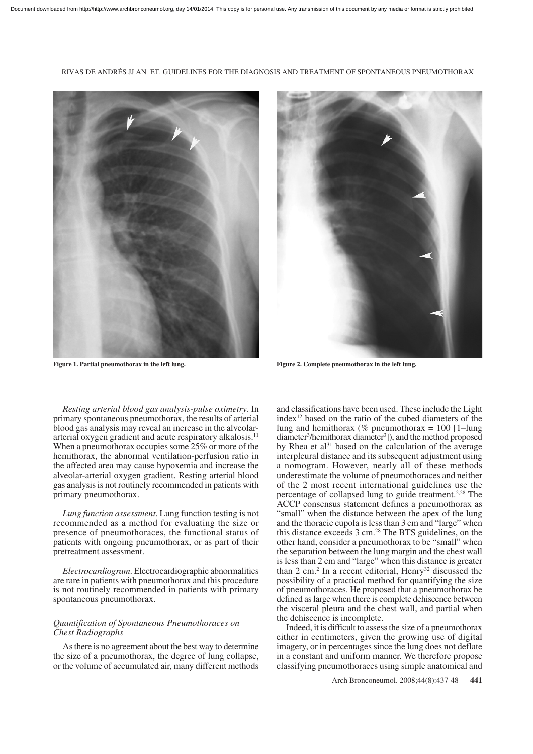Figure 1. Partial pneumothorax in the left lung.

Figure 2. Complete pneumothorax in the left lung.

*Resting arterial blood gas analysis-pulse oximetry*. In primary spontaneous pneumothorax, the results of arterial blood gas analysis may reveal an increase in the alveolar-arterial oxygen gradient and acute respiratory alkalosis.[11] When a pneumothorax occupies some 25% or more of the hemithorax, the abnormal ventilation-perfusion ratio in the affected area may cause hypoxemia and increase the alveolar-arterial oxygen gradient. Resting arterial blood gas analysis is not routinely recommended in patients with primary pneumothorax.

*Lung function assessment*. Lung function testing is not recommended as a method for evaluating the size or presence of pneumothoraces, the functional status of patients with ongoing pneumothorax, or as part of their pretreatment assessment.

*Electrocardiogram*. Electrocardiographic abnormalities are rare in patients with pneumothorax and this procedure is not routinely recommended in patients with primary spontaneous pneumothorax.

### *Quantification of Spontaneous Pneumothoraces on Chest Radiographs*

As there is no agreement about the best way to determine the size of a pneumothorax, the degree of lung collapse, or the volume of accumulated air, many different methods and classifications have been used. These include the Light index[12] based on the ratio of the cubed diameters of the lung and hemithorax (% pneumothorax = 100 [1–lung diameter$^3$/hemithorax diameter$^3$]), and the method proposed by Rhea et al[31] based on the calculation of the average interpleural distance and its subsequent adjustment using a nomogram. However, nearly all of these methods underestimate the volume of pneumothoraces and neither of the 2 most recent international guidelines use the percentage of collapsed lung to guide treatment.[2,28] The ACCP consensus statement defines a pneumothorax as "small" when the distance between the apex of the lung and the thoracic cupola is less than 3 cm and "large" when this distance exceeds 3 cm.[28] The BTS guidelines, on the other hand, consider a pneumothorax to be "small" when the separation between the lung margin and the chest wall is less than 2 cm and "large" when this distance is greater than 2 cm.[2] In a recent editorial, Henry[32] discussed the possibility of a practical method for quantifying the size of pneumothoraces. He proposed that a pneumothorax be defined as large when there is complete dehiscence between the visceral pleura and the chest wall, and partial when the dehiscence is incomplete.

Indeed, it is difficult to assess the size of a pneumothorax either in centimeters, given the growing use of digital imagery, or in percentages since the lung does not deflate in a constant and uniform manner. We therefore propose classifying pneumothoraces using simple anatomical and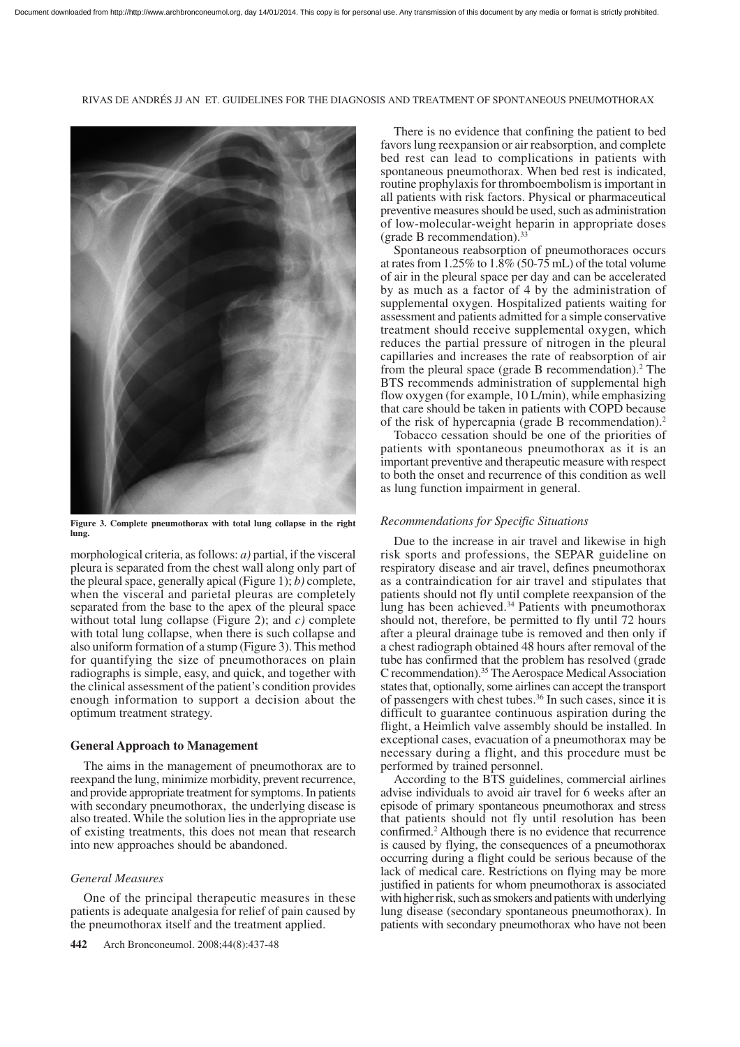Figure 3. Complete pneumothorax with total lung collapse in the right lung.

morphological criteria, as follows: *a)* partial, if the visceral pleura is separated from the chest wall along only part of the pleural space, generally apical (Figure 1); *b)* complete, when the visceral and parietal pleuras are completely separated from the base to the apex of the pleural space without total lung collapse (Figure 2); and *c)* complete with total lung collapse, when there is such collapse and also uniform formation of a stump (Figure 3). This method for quantifying the size of pneumothoraces on plain radiographs is simple, easy, and quick, and together with the clinical assessment of the patient's condition provides enough information to support a decision about the optimum treatment strategy.

## General Approach to Management

The aims in the management of pneumothorax are to reexpand the lung, minimize morbidity, prevent recurrence, and provide appropriate treatment for symptoms. In patients with secondary pneumothorax, the underlying disease is also treated. While the solution lies in the appropriate use of existing treatments, this does not mean that research into new approaches should be abandoned.

### *General Measures*

One of the principal therapeutic measures in these patients is adequate analgesia for relief of pain caused by the pneumothorax itself and the treatment applied.

There is no evidence that confining the patient to bed favors lung reexpansion or air reabsorption, and complete bed rest can lead to complications in patients with spontaneous pneumothorax. When bed rest is indicated, routine prophylaxis for thromboembolism is important in all patients with risk factors. Physical or pharmaceutical preventive measures should be used, such as administration of low-molecular-weight heparin in appropriate doses (grade B recommendation).[33]

Spontaneous reabsorption of pneumothoraces occurs at rates from 1.25% to 1.8% (50-75 mL) of the total volume of air in the pleural space per day and can be accelerated by as much as a factor of 4 by the administration of supplemental oxygen. Hospitalized patients waiting for assessment and patients admitted for a simple conservative treatment should receive supplemental oxygen, which reduces the partial pressure of nitrogen in the pleural capillaries and increases the rate of reabsorption of air from the pleural space (grade B recommendation).[2] The BTS recommends administration of supplemental high flow oxygen (for example, 10 L/min), while emphasizing that care should be taken in patients with COPD because of the risk of hypercapnia (grade B recommendation).[2]

Tobacco cessation should be one of the priorities of patients with spontaneous pneumothorax as it is an important preventive and therapeutic measure with respect to both the onset and recurrence of this condition as well as lung function impairment in general.

### *Recommendations for Specific Situations*

Due to the increase in air travel and likewise in high risk sports and professions, the SEPAR guideline on respiratory disease and air travel, defines pneumothorax as a contraindication for air travel and stipulates that patients should not fly until complete reexpansion of the lung has been achieved.[34] Patients with pneumothorax should not, therefore, be permitted to fly until 72 hours after a pleural drainage tube is removed and then only if a chest radiograph obtained 48 hours after removal of the tube has confirmed that the problem has resolved (grade C recommendation).[35] The Aerospace Medical Association states that, optionally, some airlines can accept the transport of passengers with chest tubes.[36] In such cases, since it is difficult to guarantee continuous aspiration during the flight, a Heimlich valve assembly should be installed. In exceptional cases, evacuation of a pneumothorax may be necessary during a flight, and this procedure must be performed by trained personnel.

According to the BTS guidelines, commercial airlines advise individuals to avoid air travel for 6 weeks after an episode of primary spontaneous pneumothorax and stress that patients should not fly until resolution has been confirmed.[2] Although there is no evidence that recurrence is caused by flying, the consequences of a pneumothorax occurring during a flight could be serious because of the lack of medical care. Restrictions on flying may be more justified in patients for whom pneumothorax is associated with higher risk, such as smokers and patients with underlying lung disease (secondary spontaneous pneumothorax). In patients with secondary pneumothorax who have not been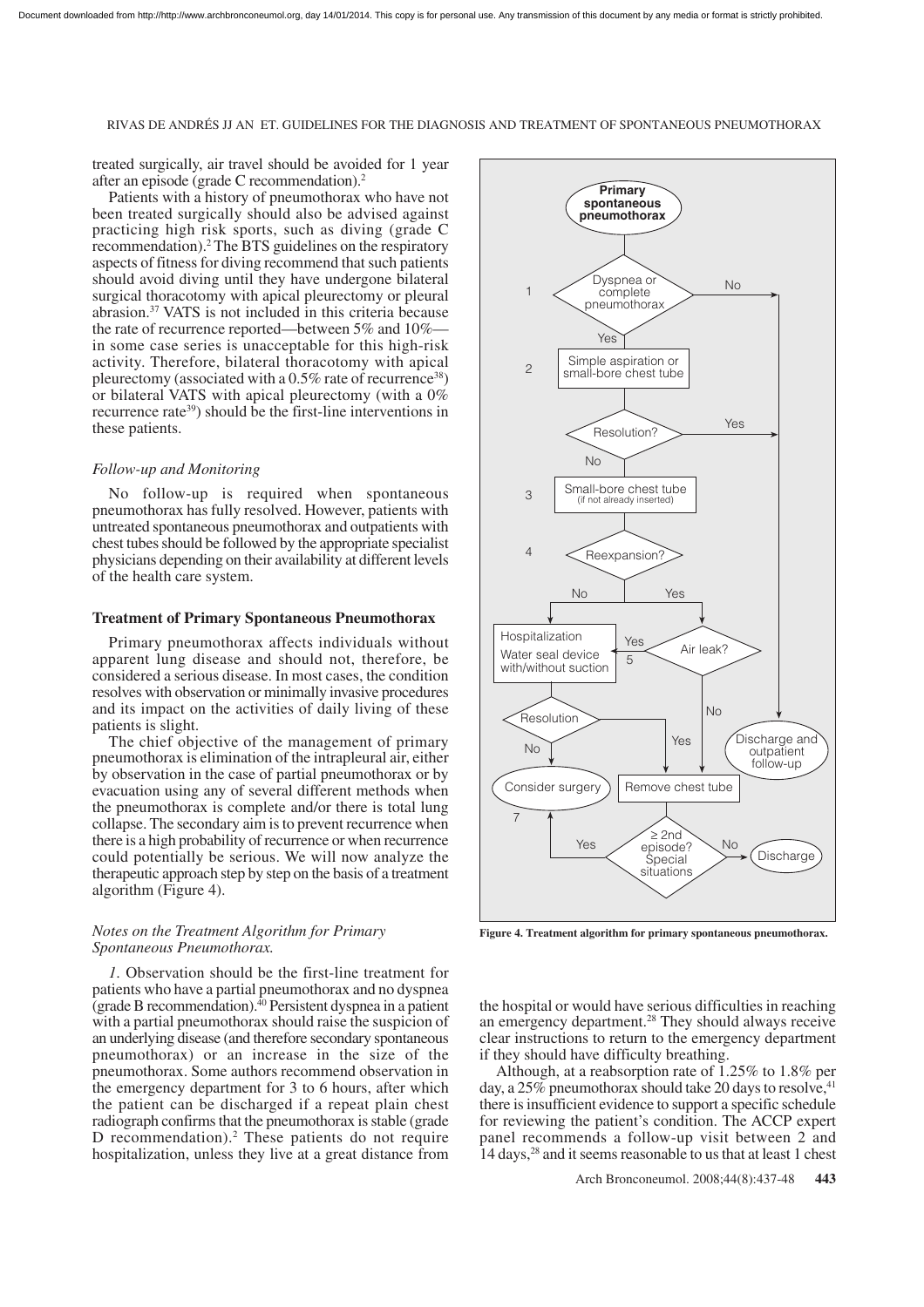treated surgically, air travel should be avoided for 1 year after an episode (grade C recommendation).[2]

Patients with a history of pneumothorax who have not been treated surgically should also be advised against practicing high risk sports, such as diving (grade C recommendation).[2] The BTS guidelines on the respiratory aspects of fitness for diving recommend that such patients should avoid diving until they have undergone bilateral surgical thoracotomy with apical pleurectomy or pleural abrasion.[37] VATS is not included in this criteria because the rate of recurrence reported—between 5% and 10%—in some case series is unacceptable for this high-risk activity. Therefore, bilateral thoracotomy with apical pleurectomy (associated with a 0.5% rate of recurrence[38]) or bilateral VATS with apical pleurectomy (with a 0% recurrence rate[39]) should be the first-line interventions in these patients.

### *Follow-up and Monitoring*

No follow-up is required when spontaneous pneumothorax has fully resolved. However, patients with untreated spontaneous pneumothorax and outpatients with chest tubes should be followed by the appropriate specialist physicians depending on their availability at different levels of the health care system.

## Treatment of Primary Spontaneous Pneumothorax

Primary pneumothorax affects individuals without apparent lung disease and should not, therefore, be considered a serious disease. In most cases, the condition resolves with observation or minimally invasive procedures and its impact on the activities of daily living of these patients is slight.

The chief objective of the management of primary pneumothorax is elimination of the intrapleural air, either by observation in the case of partial pneumothorax or by evacuation using any of several different methods when the pneumothorax is complete and/or there is total lung collapse. The secondary aim is to prevent recurrence when there is a high probability of recurrence or when recurrence could potentially be serious. We will now analyze the therapeutic approach step by step on the basis of a treatment algorithm (Figure 4).

### *Notes on the Treatment Algorithm for Primary Spontaneous Pneumothorax.*

*1.* Observation should be the first-line treatment for patients who have a partial pneumothorax and no dyspnea (grade B recommendation).[40] Persistent dyspnea in a patient with a partial pneumothorax should raise the suspicion of an underlying disease (and therefore secondary spontaneous pneumothorax) or an increase in the size of the pneumothorax. Some authors recommend observation in the emergency department for 3 to 6 hours, after which the patient can be discharged if a repeat plain chest radiograph confirms that the pneumothorax is stable (grade D recommendation).[2] These patients do not require hospitalization, unless they live at a great distance from the hospital or would have serious difficulties in reaching an emergency department.[28] They should always receive clear instructions to return to the emergency department if they should have difficulty breathing.

Although, at a reabsorption rate of 1.25% to 1.8% per day, a 25% pneumothorax should take 20 days to resolve,[41] there is insufficient evidence to support a specific schedule for reviewing the patient's condition. The ACCP expert panel recommends a follow-up visit between 2 and 14 days,[28] and it seems reasonable to us that at least 1 chest

**Figure 4. Treatment algorithm for primary spontaneous pneumothorax.**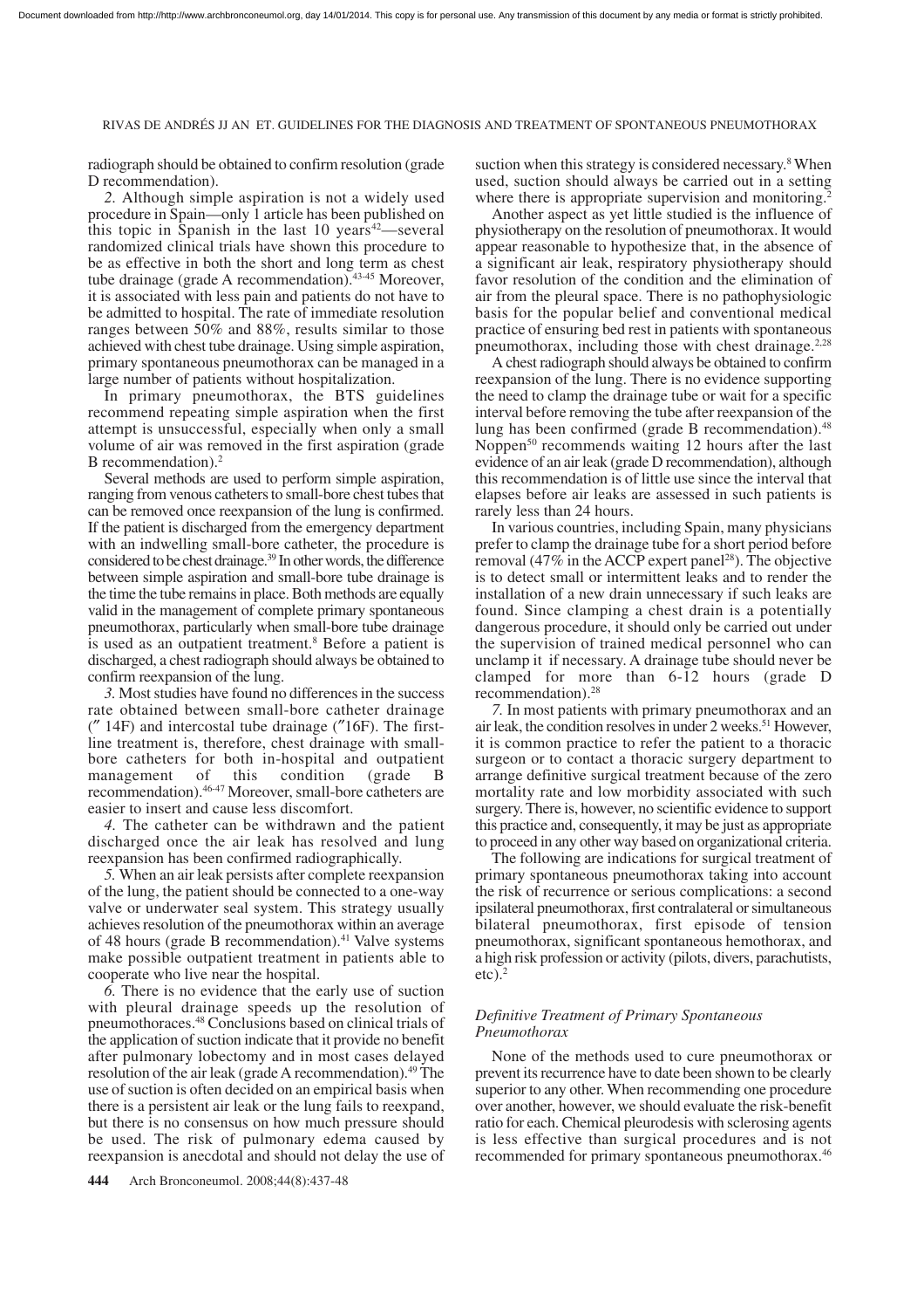radiograph should be obtained to confirm resolution (grade D recommendation).

*2.* Although simple aspiration is not a widely used procedure in Spain—only 1 article has been published on this topic in Spanish in the last 10 years[42]—several randomized clinical trials have shown this procedure to be as effective in both the short and long term as chest tube drainage (grade A recommendation).[43-45] Moreover, it is associated with less pain and patients do not have to be admitted to hospital. The rate of immediate resolution ranges between 50% and 88%, results similar to those achieved with chest tube drainage. Using simple aspiration, primary spontaneous pneumothorax can be managed in a large number of patients without hospitalization.

In primary pneumothorax, the BTS guidelines recommend repeating simple aspiration when the first attempt is unsuccessful, especially when only a small volume of air was removed in the first aspiration (grade B recommendation).[2]

Several methods are used to perform simple aspiration, ranging from venous catheters to small-bore chest tubes that can be removed once reexpansion of the lung is confirmed. If the patient is discharged from the emergency department with an indwelling small-bore catheter, the procedure is considered to be chest drainage.[39] In other words, the difference between simple aspiration and small-bore tube drainage is the time the tube remains in place. Both methods are equally valid in the management of complete primary spontaneous pneumothorax, particularly when small-bore tube drainage is used as an outpatient treatment.[8] Before a patient is discharged, a chest radiograph should always be obtained to confirm reexpansion of the lung.

*3.* Most studies have found no differences in the success rate obtained between small-bore catheter drainage (″ 14F) and intercostal tube drainage (″16F). The first-line treatment is, therefore, chest drainage with small-bore catheters for both in-hospital and outpatient management of this condition (grade B recommendation).[46-47] Moreover, small-bore catheters are easier to insert and cause less discomfort.

*4.* The catheter can be withdrawn and the patient discharged once the air leak has resolved and lung reexpansion has been confirmed radiographically.

*5.* When an air leak persists after complete reexpansion of the lung, the patient should be connected to a one-way valve or underwater seal system. This strategy usually achieves resolution of the pneumothorax within an average of 48 hours (grade B recommendation).[41] Valve systems make possible outpatient treatment in patients able to cooperate who live near the hospital.

*6.* There is no evidence that the early use of suction with pleural drainage speeds up the resolution of pneumothoraces.[48] Conclusions based on clinical trials of the application of suction indicate that it provide no benefit after pulmonary lobectomy and in most cases delayed resolution of the air leak (grade A recommendation).[49] The use of suction is often decided on an empirical basis when there is a persistent air leak or the lung fails to reexpand, but there is no consensus on how much pressure should be used. The risk of pulmonary edema caused by reexpansion is anecdotal and should not delay the use of suction when this strategy is considered necessary.[8] When used, suction should always be carried out in a setting where there is appropriate supervision and monitoring.[2]

Another aspect as yet little studied is the influence of physiotherapy on the resolution of pneumothorax. It would appear reasonable to hypothesize that, in the absence of a significant air leak, respiratory physiotherapy should favor resolution of the condition and the elimination of air from the pleural space. There is no pathophysiologic basis for the popular belief and conventional medical practice of ensuring bed rest in patients with spontaneous pneumothorax, including those with chest drainage.[2,28]

A chest radiograph should always be obtained to confirm reexpansion of the lung. There is no evidence supporting the need to clamp the drainage tube or wait for a specific interval before removing the tube after reexpansion of the lung has been confirmed (grade B recommendation).[48] Noppen[50] recommends waiting 12 hours after the last evidence of an air leak (grade D recommendation), although this recommendation is of little use since the interval that elapses before air leaks are assessed in such patients is rarely less than 24 hours.

In various countries, including Spain, many physicians prefer to clamp the drainage tube for a short period before removal (47% in the ACCP expert panel[28]). The objective is to detect small or intermittent leaks and to render the installation of a new drain unnecessary if such leaks are found. Since clamping a chest drain is a potentially dangerous procedure, it should only be carried out under the supervision of trained medical personnel who can unclamp it if necessary. A drainage tube should never be clamped for more than 6-12 hours (grade D recommendation).[28]

*7.* In most patients with primary pneumothorax and an air leak, the condition resolves in under 2 weeks.[51] However, it is common practice to refer the patient to a thoracic surgeon or to contact a thoracic surgery department to arrange definitive surgical treatment because of the zero mortality rate and low morbidity associated with such surgery. There is, however, no scientific evidence to support this practice and, consequently, it may be just as appropriate to proceed in any other way based on organizational criteria.

The following are indications for surgical treatment of primary spontaneous pneumothorax taking into account the risk of recurrence or serious complications: a second ipsilateral pneumothorax, first contralateral or simultaneous bilateral pneumothorax, first episode of tension pneumothorax, significant spontaneous hemothorax, and a high risk profession or activity (pilots, divers, parachutists, etc).[2]

### *Definitive Treatment of Primary Spontaneous Pneumothorax*

None of the methods used to cure pneumothorax or prevent its recurrence have to date been shown to be clearly superior to any other. When recommending one procedure over another, however, we should evaluate the risk-benefit ratio for each. Chemical pleurodesis with sclerosing agents is less effective than surgical procedures and is not recommended for primary spontaneous pneumothorax.[46]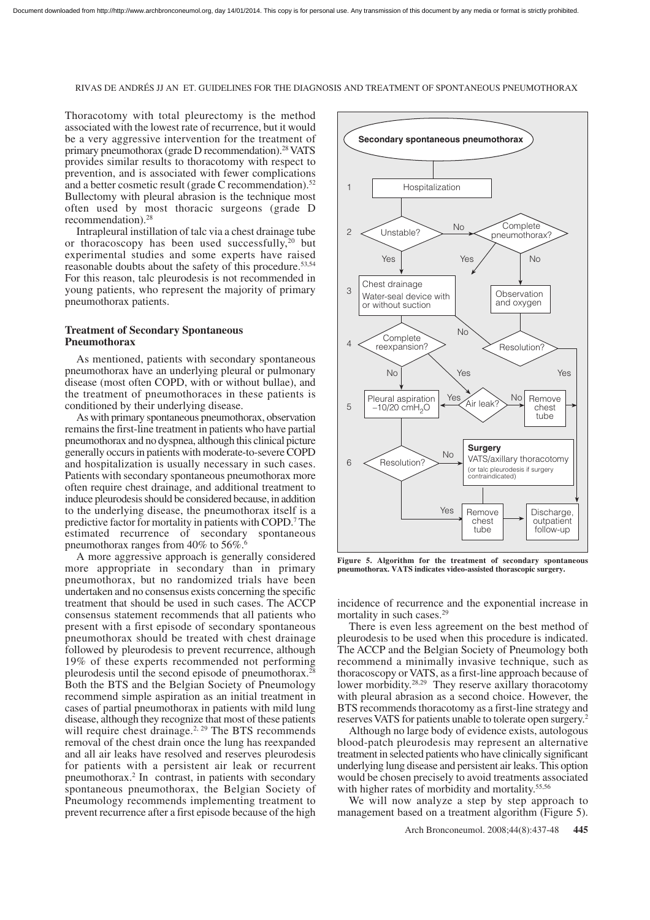Thoracotomy with total pleurectomy is the method associated with the lowest rate of recurrence, but it would be a very aggressive intervention for the treatment of primary pneumothorax (grade D recommendation).[28] VATS provides similar results to thoracotomy with respect to prevention, and is associated with fewer complications and a better cosmetic result (grade C recommendation).[52] Bullectomy with pleural abrasion is the technique most often used by most thoracic surgeons (grade D recommendation).[28]

Intrapleural instillation of talc via a chest drainage tube or thoracoscopy has been used successfully,[20] but experimental studies and some experts have raised reasonable doubts about the safety of this procedure.[53,54] For this reason, talc pleurodesis is not recommended in young patients, who represent the majority of primary pneumothorax patients.

### Treatment of Secondary Spontaneous Pneumothorax

As mentioned, patients with secondary spontaneous pneumothorax have an underlying pleural or pulmonary disease (most often COPD, with or without bullae), and the treatment of pneumothoraces in these patients is conditioned by their underlying disease.

As with primary spontaneous pneumothorax, observation remains the first-line treatment in patients who have partial pneumothorax and no dyspnea, although this clinical picture generally occurs in patients with moderate-to-severe COPD and hospitalization is usually necessary in such cases. Patients with secondary spontaneous pneumothorax more often require chest drainage, and additional treatment to induce pleurodesis should be considered because, in addition to the underlying disease, the pneumothorax itself is a predictive factor for mortality in patients with COPD.[7] The estimated recurrence of secondary spontaneous pneumothorax ranges from 40% to 56%.[6]

A more aggressive approach is generally considered more appropriate in secondary than in primary pneumothorax, but no randomized trials have been undertaken and no consensus exists concerning the specific treatment that should be used in such cases. The ACCP consensus statement recommends that all patients who present with a first episode of secondary spontaneous pneumothorax should be treated with chest drainage followed by pleurodesis to prevent recurrence, although 19% of these experts recommended not performing pleurodesis until the second episode of pneumothorax.[28] Both the BTS and the Belgian Society of Pneumology recommend simple aspiration as an initial treatment in cases of partial pneumothorax in patients with mild lung disease, although they recognize that most of these patients will require chest drainage.[2,29] The BTS recommends removal of the chest drain once the lung has reexpanded and all air leaks have resolved and reserves pleurodesis for patients with a persistent air leak or recurrent pneumothorax.[2] In contrast, in patients with secondary spontaneous pneumothorax, the Belgian Society of Pneumology recommends implementing treatment to prevent recurrence after a first episode because of the high incidence of recurrence and the exponential increase in mortality in such cases.[29]

There is even less agreement on the best method of pleurodesis to be used when this procedure is indicated. The ACCP and the Belgian Society of Pneumology both recommend a minimally invasive technique, such as thoracoscopy or VATS, as a first-line approach because of lower morbidity.[28,29] They reserve axillary thoracotomy with pleural abrasion as a second choice. However, the BTS recommends thoracotomy as a first-line strategy and reserves VATS for patients unable to tolerate open surgery.[2]

Although no large body of evidence exists, autologous blood-patch pleurodesis may represent an alternative treatment in selected patients who have clinically significant underlying lung disease and persistent air leaks. This option would be chosen precisely to avoid treatments associated with higher rates of morbidity and mortality.[55,56]

We will now analyze a step by step approach to management based on a treatment algorithm (Figure 5).

Secondary spontaneous pneumothorax

1 Hospitalization

2 Unstable? No → Complete pneumothorax?

Yes / Yes / No

3 Chest drainage: Water-seal device with or without suction — Observation and oxygen

4 Complete reexpansion? — No — Resolution?

No / Yes / Yes

5 Pleural aspiration −10/20 cmH$_2$O — Yes — Air leak? — No — Remove chest tube

6 Resolution? — No — **Surgery** VATS/axillary thoracotomy (or talc pleurodesis if surgery contraindicated)

Yes — Remove chest tube — Discharge, outpatient follow-up

**Figure 5. Algorithm for the treatment of secondary spontaneous pneumothorax. VATS indicates video-assisted thorascopic surgery.**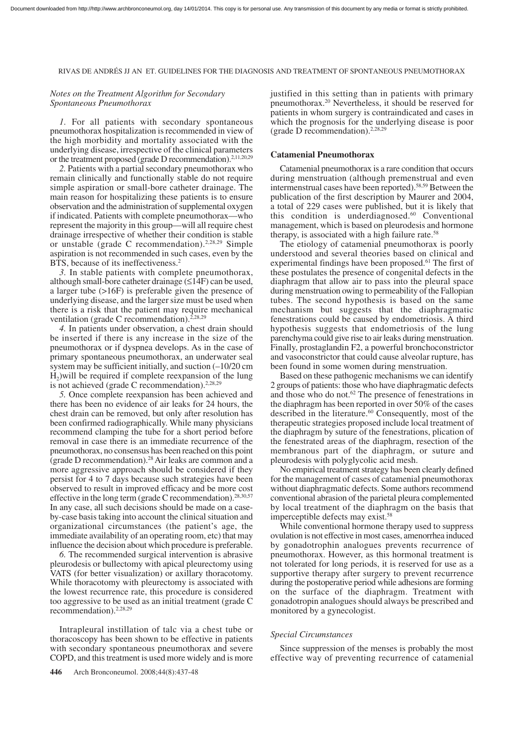### *Notes on the Treatment Algorithm for Secondary Spontaneous Pneumothorax*

*1.* For all patients with secondary spontaneous pneumothorax hospitalization is recommended in view of the high morbidity and mortality associated with the underlying disease, irrespective of the clinical parameters or the treatment proposed (grade D recommendation).[2,11,20,29]

*2.* Patients with a partial secondary pneumothorax who remain clinically and functionally stable do not require simple aspiration or small-bore catheter drainage. The main reason for hospitalizing these patients is to ensure observation and the administration of supplemental oxygen if indicated. Patients with complete pneumothorax—who represent the majority in this group—will all require chest drainage irrespective of whether their condition is stable or unstable (grade C recommendation).[2,28,29] Simple aspiration is not recommended in such cases, even by the BTS, because of its ineffectiveness.[2]

*3.* In stable patients with complete pneumothorax, although small-bore catheter drainage (≤14F) can be used, a larger tube (>16F) is preferable given the presence of underlying disease, and the larger size must be used when there is a risk that the patient may require mechanical ventilation (grade C recommendation).[2,28,29]

*4.* In patients under observation, a chest drain should be inserted if there is any increase in the size of the pneumothorax or if dyspnea develops. As in the case of primary spontaneous pneumothorax, an underwater seal system may be sufficient initially, and suction (–10/20 cm $H_2$)will be required if complete reexpansion of the lung is not achieved (grade C recommendation).[2,28,29]

*5.* Once complete reexpansion has been achieved and there has been no evidence of air leaks for 24 hours, the chest drain can be removed, but only after resolution has been confirmed radiographically. While many physicians recommend clamping the tube for a short period before removal in case there is an immediate recurrence of the pneumothorax, no consensus has been reached on this point (grade D recommendation).[28] Air leaks are common and a more aggressive approach should be considered if they persist for 4 to 7 days because such strategies have been observed to result in improved efficacy and be more cost effective in the long term (grade C recommendation).[28,30,57] In any case, all such decisions should be made on a case-by-case basis taking into account the clinical situation and organizational circumstances (the patient's age, the immediate availability of an operating room, etc) that may influence the decision about which procedure is preferable.

*6.* The recommended surgical intervention is abrasive pleurodesis or bullectomy with apical pleurectomy using VATS (for better visualization) or axillary thoracotomy. While thoracotomy with pleurectomy is associated with the lowest recurrence rate, this procedure is considered too aggressive to be used as an initial treatment (grade C recommendation).[2,28,29]

Intrapleural instillation of talc via a chest tube or thoracoscopy has been shown to be effective in patients with secondary spontaneous pneumothorax and severe COPD, and this treatment is used more widely and is more justified in this setting than in patients with primary pneumothorax.[20] Nevertheless, it should be reserved for patients in whom surgery is contraindicated and cases in which the prognosis for the underlying disease is poor (grade D recommendation).[2,28,29]

## Catamenial Pneumothorax

Catamenial pneumothorax is a rare condition that occurs during menstruation (although premenstrual and even intermenstrual cases have been reported).[58,59] Between the publication of the first description by Maurer and 2004, a total of 229 cases were published, but it is likely that this condition is underdiagnosed.[60] Conventional management, which is based on pleurodesis and hormone therapy, is associated with a high failure rate.[58]

The etiology of catamenial pneumothorax is poorly understood and several theories based on clinical and experimental findings have been proposed.[61] The first of these postulates the presence of congenital defects in the diaphragm that allow air to pass into the pleural space during menstruation owing to permeability of the Fallopian tubes. The second hypothesis is based on the same mechanism but suggests that the diaphragmatic fenestrations could be caused by endometriosis. A third hypothesis suggests that endometriosis of the lung parenchyma could give rise to air leaks during menstruation. Finally, prostaglandin F2, a powerful bronchoconstrictor and vasoconstrictor that could cause alveolar rupture, has been found in some women during menstruation.

Based on these pathogenic mechanisms we can identify 2 groups of patients: those who have diaphragmatic defects and those who do not.[62] The presence of fenestrations in the diaphragm has been reported in over 50% of the cases described in the literature.[60] Consequently, most of the therapeutic strategies proposed include local treatment of the diaphragm by suture of the fenestrations, plication of the fenestrated areas of the diaphragm, resection of the membranous part of the diaphragm, or suture and pleurodesis with polyglycolic acid mesh.

No empirical treatment strategy has been clearly defined for the management of cases of catamenial pneumothorax without diaphragmatic defects. Some authors recommend conventional abrasion of the parietal pleura complemented by local treatment of the diaphragm on the basis that imperceptible defects may exist.[58]

While conventional hormone therapy used to suppress ovulation is not effective in most cases, amenorrhea induced by gonadotrophin analogues prevents recurrence of pneumothorax. However, as this hormonal treatment is not tolerated for long periods, it is reserved for use as a supportive therapy after surgery to prevent recurrence during the postoperative period while adhesions are forming on the surface of the diaphragm. Treatment with gonadotropin analogues should always be prescribed and monitored by a gynecologist.

### *Special Circumstances*

Since suppression of the menses is probably the most effective way of preventing recurrence of catamenial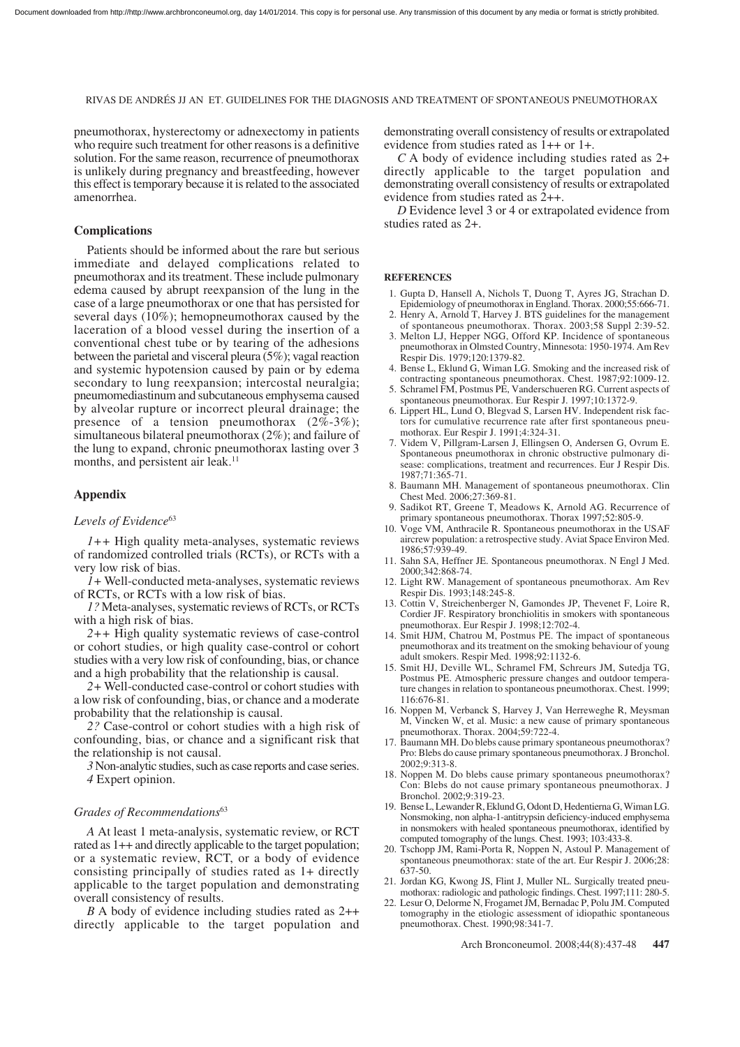pneumothorax, hysterectomy or adnexectomy in patients who require such treatment for other reasons is a definitive solution. For the same reason, recurrence of pneumothorax is unlikely during pregnancy and breastfeeding, however this effect is temporary because it is related to the associated amenorrhea.

### Complications

Patients should be informed about the rare but serious immediate and delayed complications related to pneumothorax and its treatment. These include pulmonary edema caused by abrupt reexpansion of the lung in the case of a large pneumothorax or one that has persisted for several days (10%); hemopneumothorax caused by the laceration of a blood vessel during the insertion of a conventional chest tube or by tearing of the adhesions between the parietal and visceral pleura (5%); vagal reaction and systemic hypotension caused by pain or by edema secondary to lung reexpansion; intercostal neuralgia; pneumomediastinum and subcutaneous emphysema caused by alveolar rupture or incorrect pleural drainage; the presence of a tension pneumothorax (2%-3%); simultaneous bilateral pneumothorax (2%); and failure of the lung to expand, chronic pneumothorax lasting over 3 months, and persistent air leak.[11]

### Appendix

#### *Levels of Evidence*[63]

*1++* High quality meta-analyses, systematic reviews of randomized controlled trials (RCTs), or RCTs with a very low risk of bias.

*1+* Well-conducted meta-analyses, systematic reviews of RCTs, or RCTs with a low risk of bias.

*1?* Meta-analyses, systematic reviews of RCTs, or RCTs with a high risk of bias.

*2++* High quality systematic reviews of case-control or cohort studies, or high quality case-control or cohort studies with a very low risk of confounding, bias, or chance and a high probability that the relationship is causal.

*2+* Well-conducted case-control or cohort studies with a low risk of confounding, bias, or chance and a moderate probability that the relationship is causal.

*2?* Case-control or cohort studies with a high risk of confounding, bias, or chance and a significant risk that the relationship is not causal.

*3* Non-analytic studies, such as case reports and case series.

*4* Expert opinion.

#### *Grades of Recommendations*[63]

*A* At least 1 meta-analysis, systematic review, or RCT rated as 1++ and directly applicable to the target population; or a systematic review, RCT, or a body of evidence consisting principally of studies rated as 1+ directly applicable to the target population and demonstrating overall consistency of results.

*B* A body of evidence including studies rated as 2++ directly applicable to the target population and demonstrating overall consistency of results or extrapolated evidence from studies rated as 1++ or 1+.

*C* A body of evidence including studies rated as 2+ directly applicable to the target population and demonstrating overall consistency of results or extrapolated evidence from studies rated as 2++.

*D* Evidence level 3 or 4 or extrapolated evidence from studies rated as 2+.

### REFERENCES

1. Gupta D, Hansell A, Nichols T, Duong T, Ayres JG, Strachan D. Epidemiology of pneumothorax in England. Thorax. 2000;55:666-71.
2. Henry A, Arnold T, Harvey J. BTS guidelines for the management of spontaneous pneumothorax. Thorax. 2003;58 Suppl 2:39-52.
3. Melton LJ, Hepper NGG, Offord KP. Incidence of spontaneous pneumothorax in Olmsted Country, Minnesota: 1950-1974. Am Rev Respir Dis. 1979;120:1379-82.
4. Bense L, Eklund G, Wiman LG. Smoking and the increased risk of contracting spontaneous pneumothorax. Chest. 1987;92:1009-12.
5. Schramel FM, Postmus PE, Vanderschueren RG. Current aspects of spontaneous pneumothorax. Eur Respir J. 1997;10:1372-9.
6. Lippert HL, Lund O, Blegvad S, Larsen HV. Independent risk factors for cumulative recurrence rate after first spontaneous pneumothorax. Eur Respir J. 1991;4:324-31.
7. Videm V, Pillgram-Larsen J, Ellingsen O, Andersen G, Ovrum E. Spontaneous pneumothorax in chronic obstructive pulmonary disease: complications, treatment and recurrences. Eur J Respir Dis. 1987;71:365-71.
8. Baumann MH. Management of spontaneous pneumothorax. Clin Chest Med. 2006;27:369-81.
9. Sadikot RT, Greene T, Meadows K, Arnold AG. Recurrence of primary spontaneous pneumothorax. Thorax 1997;52:805-9.
10. Voge VM, Anthracile R. Spontaneous pneumothorax in the USAF aircrew population: a retrospective study. Aviat Space Environ Med. 1986;57:939-49.
11. Sahn SA, Heffner JE. Spontaneous pneumothorax. N Engl J Med. 2000;342:868-74.
12. Light RW. Management of spontaneous pneumothorax. Am Rev Respir Dis. 1993;148:245-8.
13. Cottin V, Streichenberger N, Gamondes JP, Thevenet F, Loire R, Cordier JF. Respiratory bronchiolitis in smokers with spontaneous pneumothorax. Eur Respir J. 1998;12:702-4.
14. Smit HJM, Chatrou M, Postmus PE. The impact of spontaneous pneumothorax and its treatment on the smoking behaviour of young adult smokers. Respir Med. 1998;92:1132-6.
15. Smit HJ, Deville WL, Schramel FM, Schreurs JM, Sutedja TG, Postmus PE. Atmospheric pressure changes and outdoor temperature changes in relation to spontaneous pneumothorax. Chest. 1999; 116:676-81.
16. Noppen M, Verbanck S, Harvey J, Van Herreweghe R, Meysman M, Vincken W, et al. Music: a new cause of primary spontaneous pneumothorax. Thorax. 2004;59:722-4.
17. Baumann MH. Do blebs cause primary spontaneous pneumothorax? Pro: Blebs do cause primary spontaneous pneumothorax. J Bronchol. 2002;9:313-8.
18. Noppen M. Do blebs cause primary spontaneous pneumothorax? Con: Blebs do not cause primary spontaneous pneumothorax. J Bronchol. 2002;9:319-23.
19. Bense L, Lewander R, Eklund G, Odont D, Hedentierna G, Wiman LG. Nonsmoking, non alpha-1-antitrypsin deficiency-induced emphysema in nonsmokers with healed spontaneous pneumothorax, identified by computed tomography of the lungs. Chest. 1993; 103:433-8.
20. Tschopp JM, Rami-Porta R, Noppen N, Astoul P. Management of spontaneous pneumothorax: state of the art. Eur Respir J. 2006;28: 637-50.
21. Jordan KG, Kwong JS, Flint J, Muller NL. Surgically treated pneumothorax: radiologic and pathologic findings. Chest. 1997;111: 280-5.
22. Lesur O, Delorme N, Frogamet JM, Bernadac P, Polu JM. Computed tomography in the etiologic assessment of idiopathic spontaneous pneumothorax. Chest. 1990;98:341-7.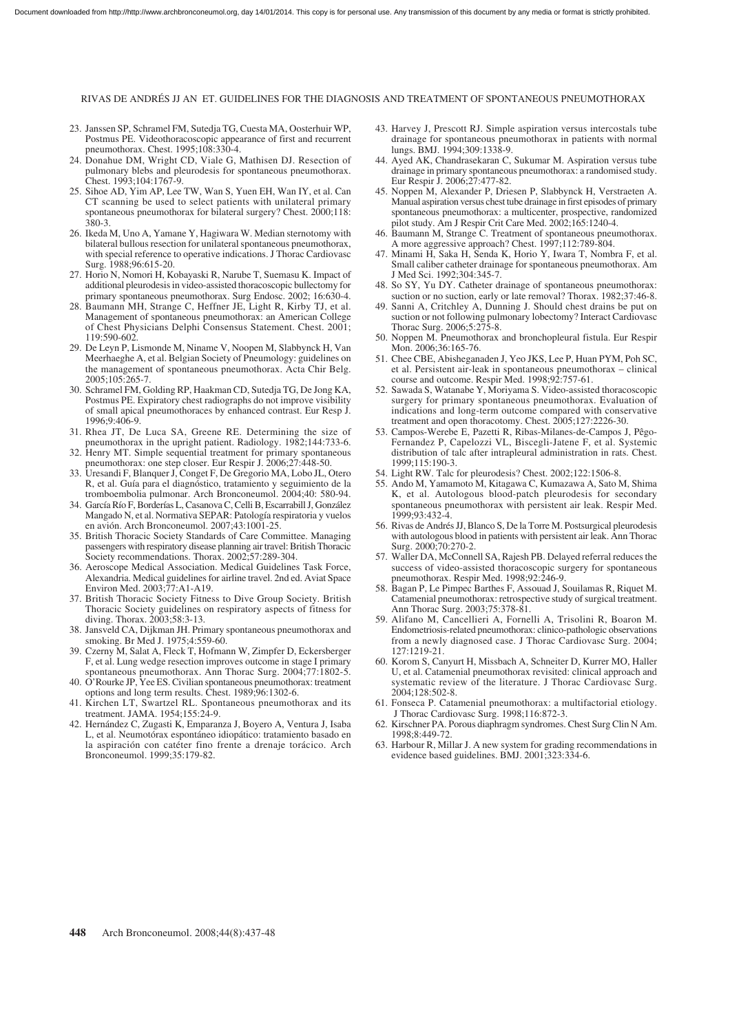23. Janssen SP, Schramel FM, Sutedja TG, Cuesta MA, Oosterhuir WP, Postmus PE. Videothoracoscopic appearance of first and recurrent pneumothorax. Chest. 1995;108:330-4.
24. Donahue DM, Wright CD, Viale G, Mathisen DJ. Resection of pulmonary blebs and pleurodesis for spontaneous pneumothorax. Chest. 1993;104:1767-9.
25. Sihoe AD, Yim AP, Lee TW, Wan S, Yuen EH, Wan IY, et al. Can CT scanning be used to select patients with unilateral primary spontaneous pneumothorax for bilateral surgery? Chest. 2000;118: 380-3.
26. Ikeda M, Uno A, Yamane Y, Hagiwara W. Median sternotomy with bilateral bullous resection for unilateral spontaneous pneumothorax, with special reference to operative indications. J Thorac Cardiovasc Surg. 1988;96:615-20.
27. Horio N, Nomori H, Kobayaski R, Narube T, Suemasu K. Impact of additional pleurodesis in video-assisted thoracoscopic bullectomy for primary spontaneous pneumothorax. Surg Endosc. 2002; 16:630-4.
28. Baumann MH, Strange C, Heffner JE, Light R, Kirby TJ, et al. Management of spontaneous pneumothorax: an American College of Chest Physicians Delphi Consensus Statement. Chest. 2001; 119:590-602.
29. De Leyn P, Lismonde M, Niname V, Noopen M, Slabbynck H, Van Meerhaeghe A, et al. Belgian Society of Pneumology: guidelines on the management of spontaneous pneumothorax. Acta Chir Belg. 2005;105:265-7.
30. Schramel FM, Golding RP, Haakman CD, Sutedja TG, De Jong KA, Postmus PE. Expiratory chest radiographs do not improve visibility of small apical pneumothoraces by enhanced contrast. Eur Resp J. 1996;9:406-9.
31. Rhea JT, De Luca SA, Greene RE. Determining the size of pneumothorax in the upright patient. Radiology. 1982;144:733-6.
32. Henry MT. Simple sequential treatment for primary spontaneous pneumothorax: one step closer. Eur Respir J. 2006;27:448-50.
33. Uresandi F, Blanquer J, Conget F, De Gregorio MA, Lobo JL, Otero R, et al. Guía para el diagnóstico, tratamiento y seguimiento de la tromboembolia pulmonar. Arch Bronconeumol. 2004;40: 580-94.
34. García Río F, Borderías L, Casanova C, Celli B, Escarrabill J, González Mangado N, et al. Normativa SEPAR: Patología respiratoria y vuelos en avión. Arch Bronconeumol. 2007;43:1001-25.
35. British Thoracic Society Standards of Care Committee. Managing passengers with respiratory disease planning air travel: British Thoracic Society recommendations. Thorax. 2002;57:289-304.
36. Aeroscope Medical Association. Medical Guidelines Task Force, Alexandria. Medical guidelines for airline travel. 2nd ed. Aviat Space Environ Med. 2003;77:A1-A19.
37. British Thoracic Society Fitness to Dive Group Society. British Thoracic Society guidelines on respiratory aspects of fitness for diving. Thorax. 2003;58:3-13.
38. Jansveld CA, Dijkman JH. Primary spontaneous pneumothorax and smoking. Br Med J. 1975;4:559-60.
39. Czerny M, Salat A, Fleck T, Hofmann W, Zimpfer D, Eckersberger F, et al. Lung wedge resection improves outcome in stage I primary spontaneous pneumothorax. Ann Thorac Surg. 2004;77:1802-5.
40. O'Rourke JP, Yee ES. Civilian spontaneous pneumothorax: treatment options and long term results. Chest. 1989;96:1302-6.
41. Kirchen LT, Swartzel RL. Spontaneous pneumothorax and its treatment. JAMA. 1954;155:24-9.
42. Hernández C, Zugasti K, Emparanza J, Boyero A, Ventura J, Isaba L, et al. Neumotórax espontáneo idiopático: tratamiento basado en la aspiración con catéter fino frente a drenaje torácico. Arch Bronconeumol. 1999;35:179-82.
43. Harvey J, Prescott RJ. Simple aspiration versus intercostals tube drainage for spontaneous pneumothorax in patients with normal lungs. BMJ. 1994;309:1338-9.
44. Ayed AK, Chandrasekaran C, Sukumar M. Aspiration versus tube drainage in primary spontaneous pneumothorax: a randomised study. Eur Respir J. 2006;27:477-82.
45. Noppen M, Alexander P, Driesen P, Slabbynck H, Verstraeten A. Manual aspiration versus chest tube drainage in first episodes of primary spontaneous pneumothorax: a multicenter, prospective, randomized pilot study. Am J Respir Crit Care Med. 2002;165:1240-4.
46. Baumann M, Strange C. Treatment of spontaneous pneumothorax. A more aggressive approach? Chest. 1997;112:789-804.
47. Minami H, Saka H, Senda K, Horio Y, Iwara T, Nombra F, et al. Small caliber catheter drainage for spontaneous pneumothorax. Am J Med Sci. 1992;304:345-7.
48. So SY, Yu DY. Catheter drainage of spontaneous pneumothorax: suction or no suction, early or late removal? Thorax. 1982;37:46-8.
49. Sanni A, Critchley A, Dunning J. Should chest drains be put on suction or not following pulmonary lobectomy? Interact Cardiovasc Thorac Surg. 2006;5:275-8.
50. Noppen M. Pneumothorax and bronchopleural fistula. Eur Respir Mon. 2006;36:165-76.
51. Chee CBE, Abisheganaden J, Yeo JKS, Lee P, Huan PYM, Poh SC, et al. Persistent air-leak in spontaneous pneumothorax – clinical course and outcome. Respir Med. 1998;92:757-61.
52. Sawada S, Watanabe Y, Moriyama S. Video-assisted thoracoscopic surgery for primary spontaneous pneumothorax. Evaluation of indications and long-term outcome compared with conservative treatment and open thoracotomy. Chest. 2005;127:2226-30.
53. Campos-Werebe E, Pazetti R, Ribas-Milanes-de-Campos J, Pêgo-Fernandez P, Capelozzi VL, Biscegli-Jatene F, et al. Systemic distribution of talc after intrapleural administration in rats. Chest. 1999;115:190-3.
54. Light RW. Talc for pleurodesis? Chest. 2002;122:1506-8.
55. Ando M, Yamamoto M, Kitagawa C, Kumazawa A, Sato M, Shima K, et al. Autologous blood-patch pleurodesis for secondary spontaneous pneumothorax with persistent air leak. Respir Med. 1999;93:432-4.
56. Rivas de Andrés JJ, Blanco S, De la Torre M. Postsurgical pleurodesis with autologous blood in patients with persistent air leak. Ann Thorac Surg. 2000;70:270-2.
57. Waller DA, McConnell SA, Rajesh PB. Delayed referral reduces the success of video-assisted thoracoscopic surgery for spontaneous pneumothorax. Respir Med. 1998;92:246-9.
58. Bagan P, Le Pimpec Barthes F, Assouad J, Souilamas R, Riquet M. Catamenial pneumothorax: retrospective study of surgical treatment. Ann Thorac Surg. 2003;75:378-81.
59. Alifano M, Cancellieri A, Fornelli A, Trisolini R, Boaron M. Endometriosis-related pneumothorax: clinico-pathologic observations from a newly diagnosed case. J Thorac Cardiovasc Surg. 2004; 127:1219-21.
60. Korom S, Canyurt H, Missbach A, Schneiter D, Kurrer MO, Haller U, et al. Catamenial pneumothorax revisited: clinical approach and systematic review of the literature. J Thorac Cardiovasc Surg. 2004;128:502-8.
61. Fonseca P. Catamenial pneumothorax: a multifactorial etiology. J Thorac Cardiovasc Surg. 1998;116:872-3.
62. Kirschner PA. Porous diaphragm syndromes. Chest Surg Clin N Am. 1998;8:449-72.
63. Harbour R, Millar J. A new system for grading recommendations in evidence based guidelines. BMJ. 2001;323:334-6.